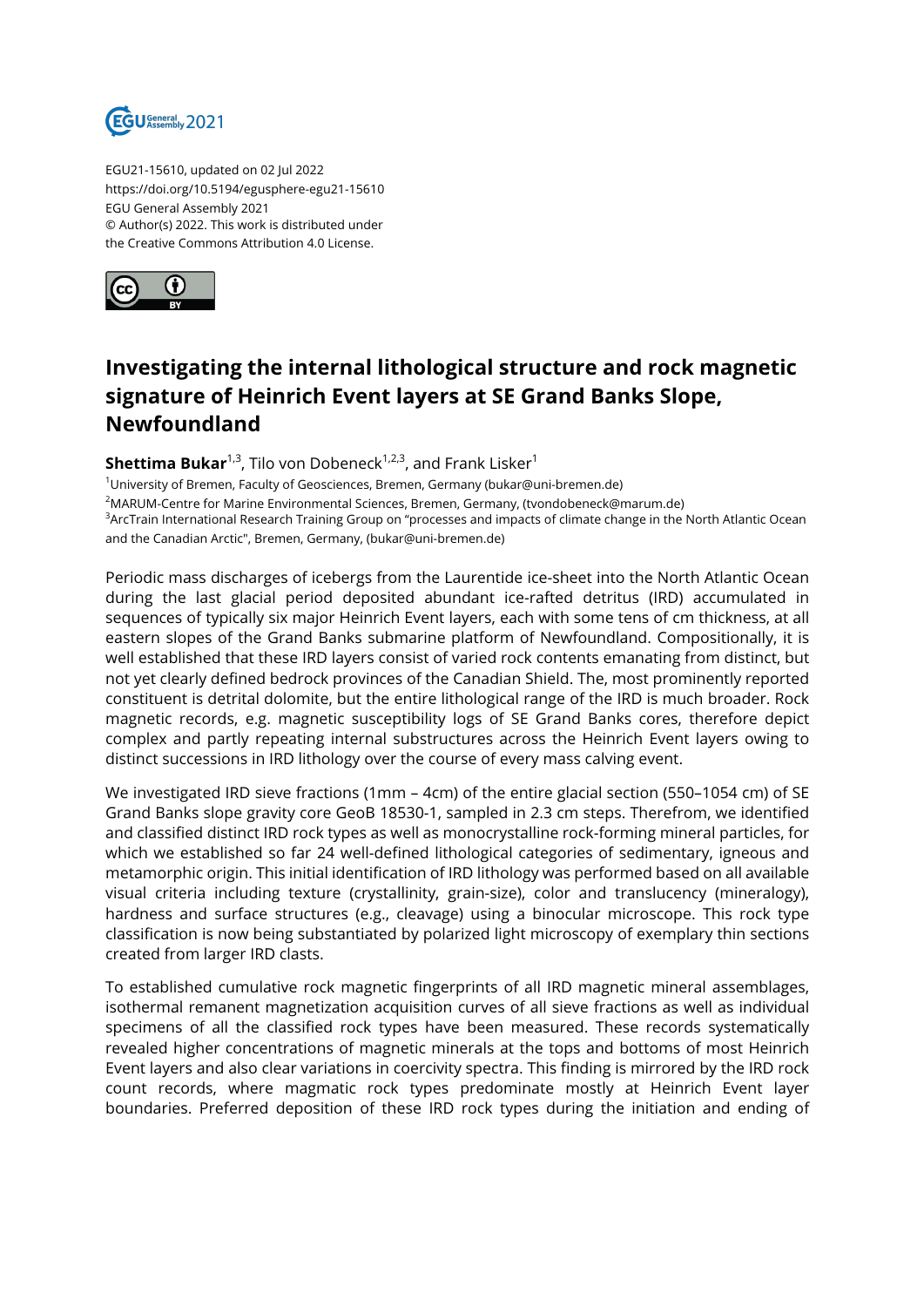EGU21-15610, updated on 02 Jul 2022
https://doi.org/10.5194/egusphere-egu21-15610
EGU General Assembly 2021
© Author(s) 2022. This work is distributed under
the Creative Commons Attribution 4.0 License.

# Investigating the internal lithological structure and rock magnetic signature of Heinrich Event layers at SE Grand Banks Slope, Newfoundland

**Shettima Bukar**[1,3], Tilo von Dobeneck[1,2,3], and Frank Lisker[1]

[1]University of Bremen, Faculty of Geosciences, Bremen, Germany (bukar@uni-bremen.de)
[2]MARUM-Centre for Marine Environmental Sciences, Bremen, Germany, (tvondobeneck@marum.de)
[3]ArcTrain International Research Training Group on "processes and impacts of climate change in the North Atlantic Ocean and the Canadian Arctic", Bremen, Germany, (bukar@uni-bremen.de)

Periodic mass discharges of icebergs from the Laurentide ice-sheet into the North Atlantic Ocean during the last glacial period deposited abundant ice-rafted detritus (IRD) accumulated in sequences of typically six major Heinrich Event layers, each with some tens of cm thickness, at all eastern slopes of the Grand Banks submarine platform of Newfoundland. Compositionally, it is well established that these IRD layers consist of varied rock contents emanating from distinct, but not yet clearly defined bedrock provinces of the Canadian Shield. The, most prominently reported constituent is detrital dolomite, but the entire lithological range of the IRD is much broader. Rock magnetic records, e.g. magnetic susceptibility logs of SE Grand Banks cores, therefore depict complex and partly repeating internal substructures across the Heinrich Event layers owing to distinct successions in IRD lithology over the course of every mass calving event.

We investigated IRD sieve fractions (1mm – 4cm) of the entire glacial section (550–1054 cm) of SE Grand Banks slope gravity core GeoB 18530-1, sampled in 2.3 cm steps. Therefrom, we identified and classified distinct IRD rock types as well as monocrystalline rock-forming mineral particles, for which we established so far 24 well-defined lithological categories of sedimentary, igneous and metamorphic origin. This initial identification of IRD lithology was performed based on all available visual criteria including texture (crystallinity, grain-size), color and translucency (mineralogy), hardness and surface structures (e.g., cleavage) using a binocular microscope. This rock type classification is now being substantiated by polarized light microscopy of exemplary thin sections created from larger IRD clasts.

To established cumulative rock magnetic fingerprints of all IRD magnetic mineral assemblages, isothermal remanent magnetization acquisition curves of all sieve fractions as well as individual specimens of all the classified rock types have been measured. These records systematically revealed higher concentrations of magnetic minerals at the tops and bottoms of most Heinrich Event layers and also clear variations in coercivity spectra. This finding is mirrored by the IRD rock count records, where magmatic rock types predominate mostly at Heinrich Event layer boundaries. Preferred deposition of these IRD rock types during the initiation and ending of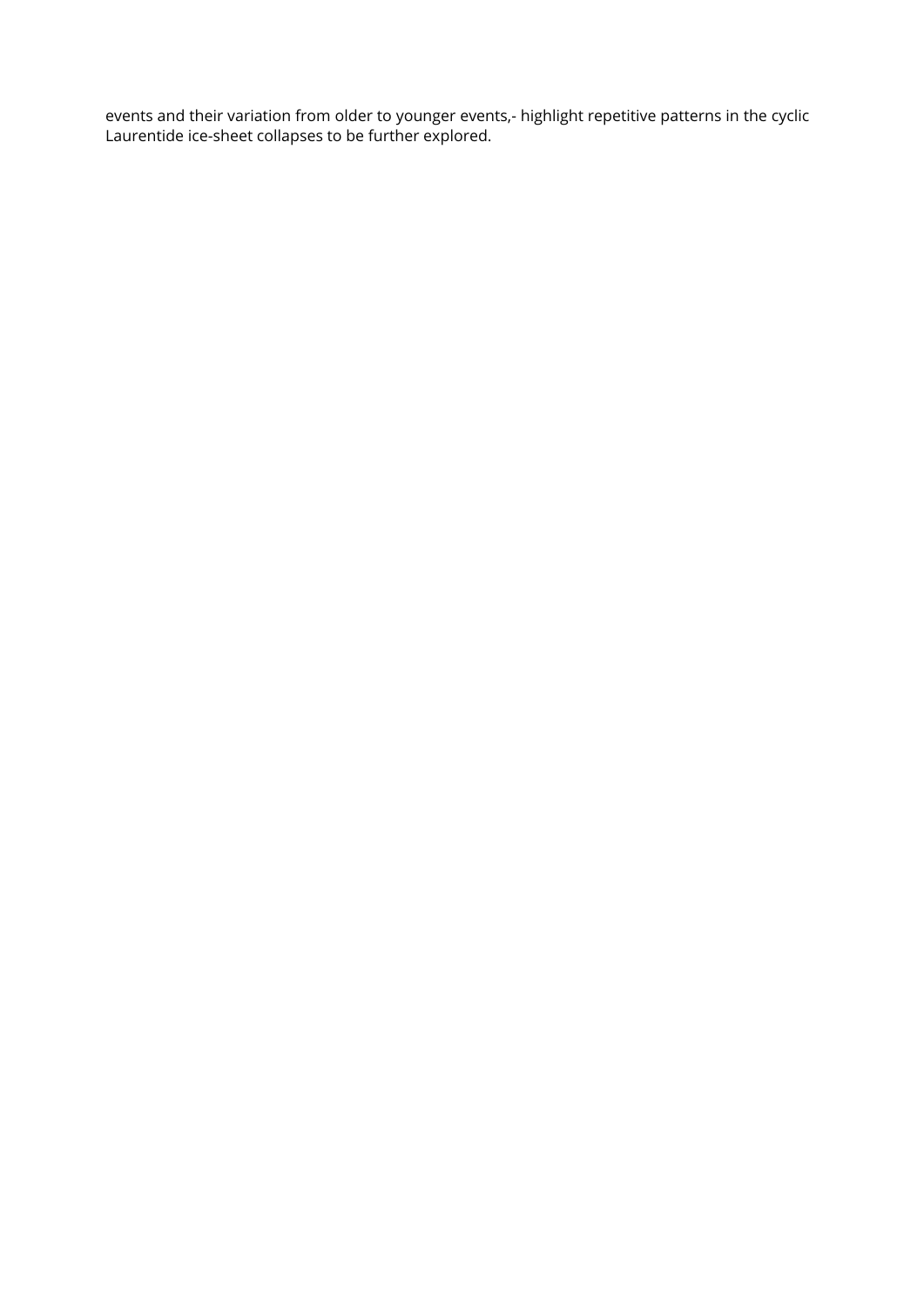events and their variation from older to younger events,- highlight repetitive patterns in the cyclic Laurentide ice-sheet collapses to be further explored.